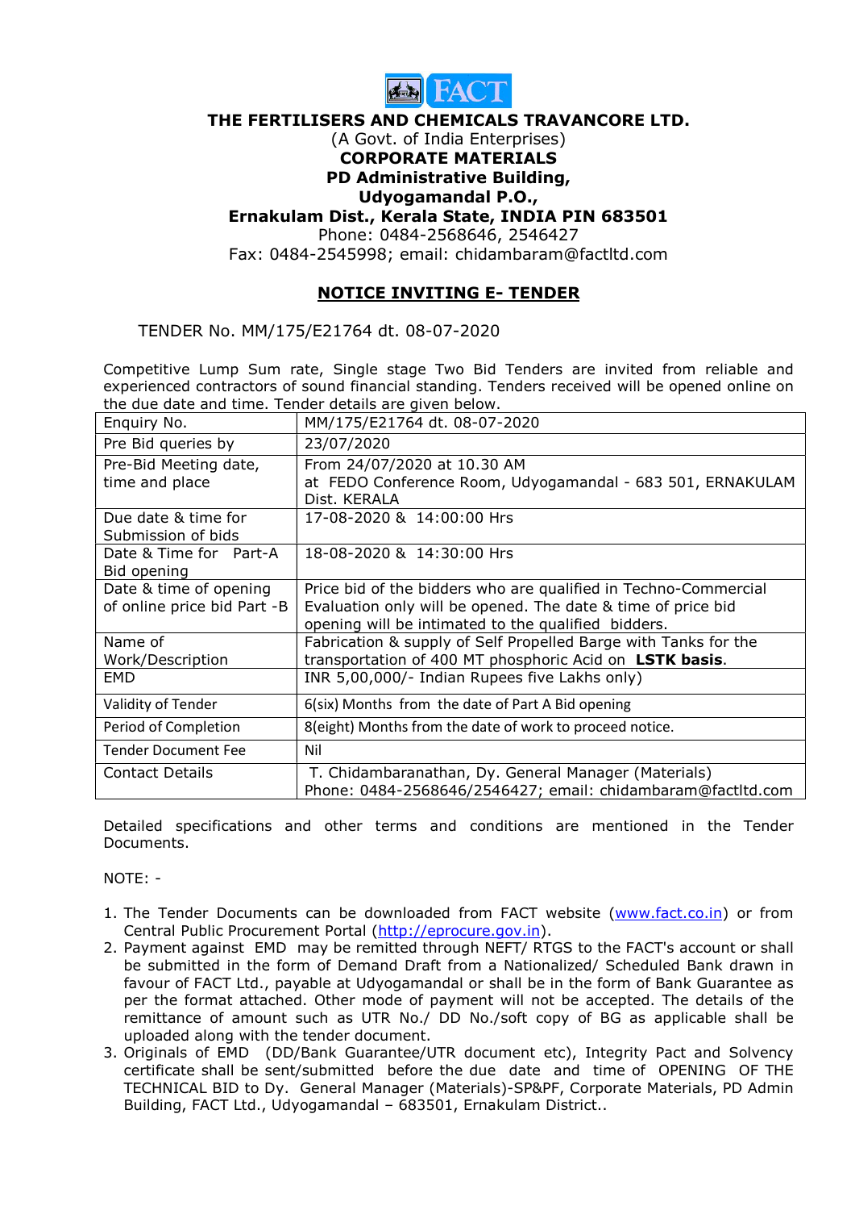**THE FERTILISERS AND CHEMICALS TRAVANCORE LTD.**
(A Govt. of India Enterprises)
**CORPORATE MATERIALS**
**PD Administrative Building,**
**Udyogamandal P.O.,**
**Ernakulam Dist., Kerala State, INDIA PIN 683501**
Phone: 0484-2568646, 2546427
Fax: 0484-2545998; email: chidambaram@factltd.com

## NOTICE INVITING E- TENDER

TENDER No. MM/175/E21764 dt. 08-07-2020

Competitive Lump Sum rate, Single stage Two Bid Tenders are invited from reliable and experienced contractors of sound financial standing. Tenders received will be opened online on the due date and time. Tender details are given below.

| Enquiry No. | MM/175/E21764 dt. 08-07-2020 |
|---|---|
| Pre Bid queries by | 23/07/2020 |
| Pre-Bid Meeting date, time and place | From 24/07/2020 at 10.30 AM at FEDO Conference Room, Udyogamandal - 683 501, ERNAKULAM Dist. KERALA |
| Due date & time for Submission of bids | 17-08-2020 & 14:00:00 Hrs |
| Date & Time for Part-A Bid opening | 18-08-2020 & 14:30:00 Hrs |
| Date & time of opening of online price bid Part -B | Price bid of the bidders who are qualified in Techno-Commercial Evaluation only will be opened. The date & time of price bid opening will be intimated to the qualified bidders. |
| Name of Work/Description | Fabrication & supply of Self Propelled Barge with Tanks for the transportation of 400 MT phosphoric Acid on **LSTK basis**. |
| EMD | INR 5,00,000/- Indian Rupees five Lakhs only) |
| Validity of Tender | 6(six) Months from the date of Part A Bid opening |
| Period of Completion | 8(eight) Months from the date of work to proceed notice. |
| Tender Document Fee | Nil |
| Contact Details | T. Chidambaranathan, Dy. General Manager (Materials) Phone: 0484-2568646/2546427; email: chidambaram@factltd.com |

Detailed specifications and other terms and conditions are mentioned in the Tender Documents.

NOTE: -

1. The Tender Documents can be downloaded from FACT website (www.fact.co.in) or from Central Public Procurement Portal (http://eprocure.gov.in).
2. Payment against EMD may be remitted through NEFT/ RTGS to the FACT's account or shall be submitted in the form of Demand Draft from a Nationalized/ Scheduled Bank drawn in favour of FACT Ltd., payable at Udyogamandal or shall be in the form of Bank Guarantee as per the format attached. Other mode of payment will not be accepted. The details of the remittance of amount such as UTR No./ DD No./soft copy of BG as applicable shall be uploaded along with the tender document.
3. Originals of EMD (DD/Bank Guarantee/UTR document etc), Integrity Pact and Solvency certificate shall be sent/submitted before the due date and time of OPENING OF THE TECHNICAL BID to Dy. General Manager (Materials)-SP&PF, Corporate Materials, PD Admin Building, FACT Ltd., Udyogamandal – 683501, Ernakulam District..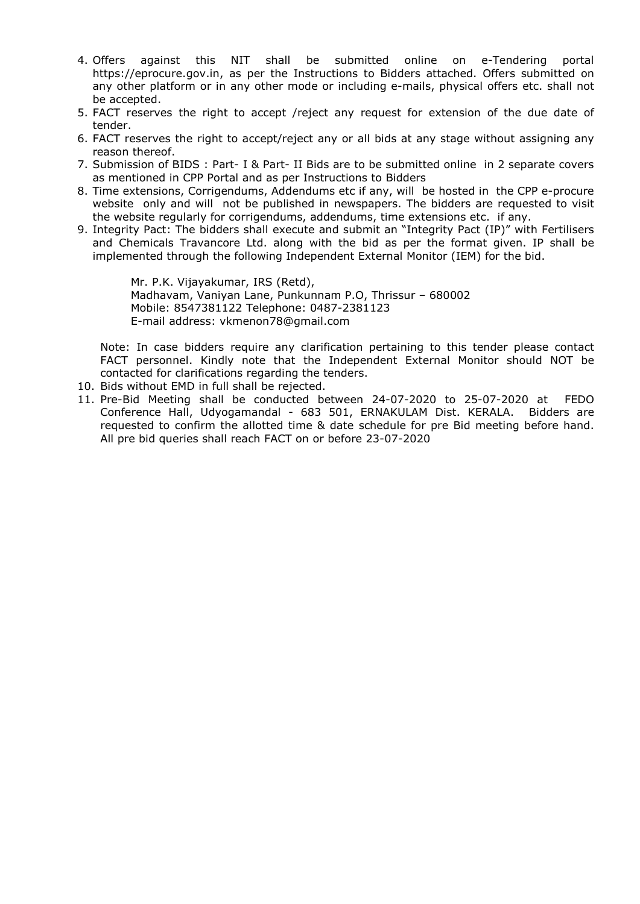4. Offers against this NIT shall be submitted online on e-Tendering portal https://eprocure.gov.in, as per the Instructions to Bidders attached. Offers submitted on any other platform or in any other mode or including e-mails, physical offers etc. shall not be accepted.
5. FACT reserves the right to accept /reject any request for extension of the due date of tender.
6. FACT reserves the right to accept/reject any or all bids at any stage without assigning any reason thereof.
7. Submission of BIDS : Part- I & Part- II Bids are to be submitted online in 2 separate covers as mentioned in CPP Portal and as per Instructions to Bidders
8. Time extensions, Corrigendums, Addendums etc if any, will be hosted in the CPP e-procure website only and will not be published in newspapers. The bidders are requested to visit the website regularly for corrigendums, addendums, time extensions etc. if any.
9. Integrity Pact: The bidders shall execute and submit an "Integrity Pact (IP)" with Fertilisers and Chemicals Travancore Ltd. along with the bid as per the format given. IP shall be implemented through the following Independent External Monitor (IEM) for the bid.

   Mr. P.K. Vijayakumar, IRS (Retd),
   Madhavam, Vaniyan Lane, Punkunnam P.O, Thrissur – 680002
   Mobile: 8547381122 Telephone: 0487-2381123
   E-mail address: vkmenon78@gmail.com

   Note: In case bidders require any clarification pertaining to this tender please contact FACT personnel. Kindly note that the Independent External Monitor should NOT be contacted for clarifications regarding the tenders.
10. Bids without EMD in full shall be rejected.
11. Pre-Bid Meeting shall be conducted between 24-07-2020 to 25-07-2020 at FEDO Conference Hall, Udyogamandal - 683 501, ERNAKULAM Dist. KERALA. Bidders are requested to confirm the allotted time & date schedule for pre Bid meeting before hand. All pre bid queries shall reach FACT on or before 23-07-2020